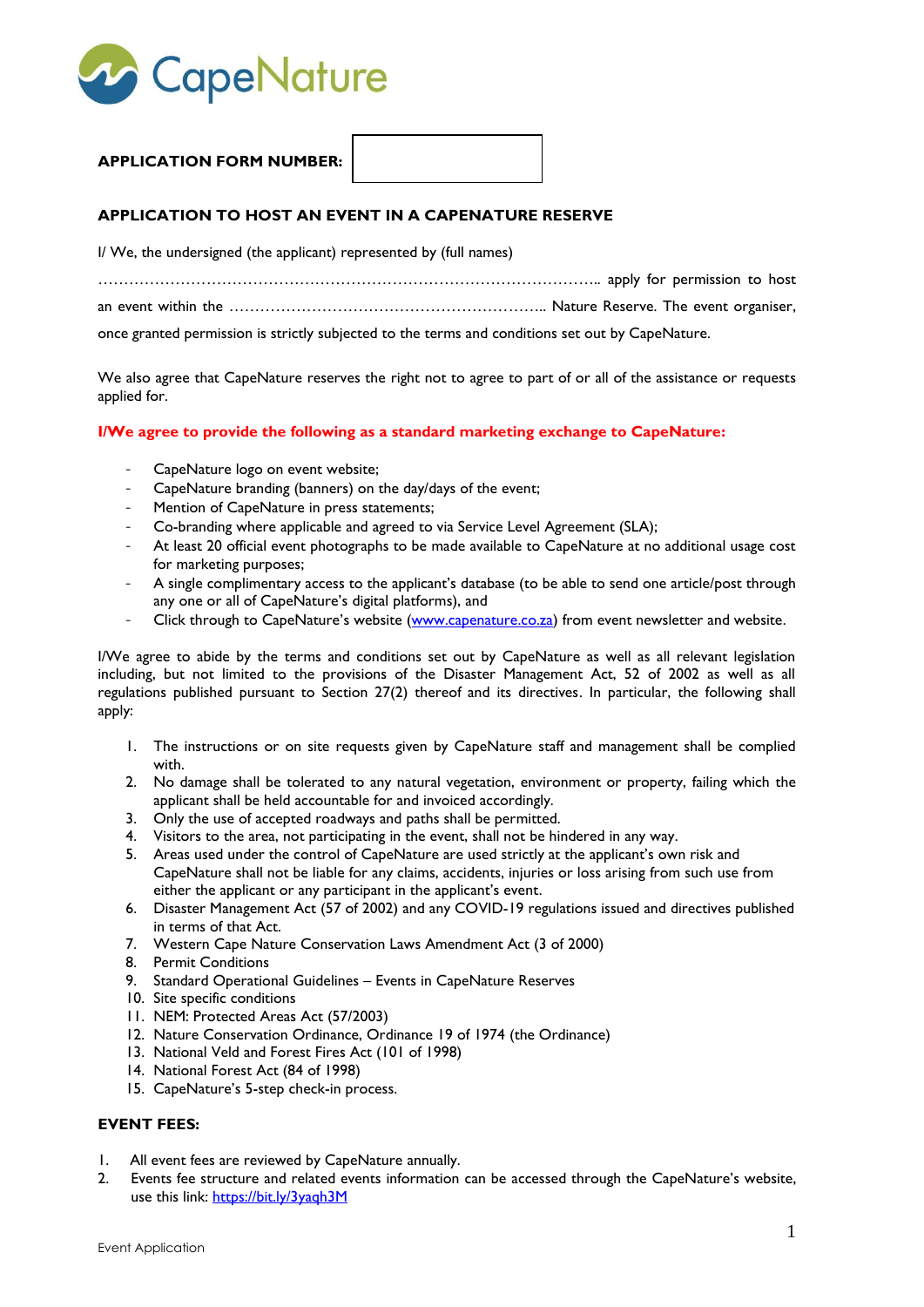**APPLICATION FORM NUMBER:**

## APPLICATION TO HOST AN EVENT IN A CAPENATURE RESERVE

I/ We, the undersigned (the applicant) represented by (full names)

……………………………………………………………………………………….. apply for permission to host an event within the ……………………………………………………….. Nature Reserve. The event organiser, once granted permission is strictly subjected to the terms and conditions set out by CapeNature.

We also agree that CapeNature reserves the right not to agree to part of or all of the assistance or requests applied for.

**I/We agree to provide the following as a standard marketing exchange to CapeNature:**

- CapeNature logo on event website;
- CapeNature branding (banners) on the day/days of the event;
- Mention of CapeNature in press statements;
- Co-branding where applicable and agreed to via Service Level Agreement (SLA);
- At least 20 official event photographs to be made available to CapeNature at no additional usage cost for marketing purposes;
- A single complimentary access to the applicant's database (to be able to send one article/post through any one or all of CapeNature's digital platforms), and
- Click through to CapeNature's website (www.capenature.co.za) from event newsletter and website.

I/We agree to abide by the terms and conditions set out by CapeNature as well as all relevant legislation including, but not limited to the provisions of the Disaster Management Act, 52 of 2002 as well as all regulations published pursuant to Section 27(2) thereof and its directives. In particular, the following shall apply:

1. The instructions or on site requests given by CapeNature staff and management shall be complied with.
2. No damage shall be tolerated to any natural vegetation, environment or property, failing which the applicant shall be held accountable for and invoiced accordingly.
3. Only the use of accepted roadways and paths shall be permitted.
4. Visitors to the area, not participating in the event, shall not be hindered in any way.
5. Areas used under the control of CapeNature are used strictly at the applicant's own risk and CapeNature shall not be liable for any claims, accidents, injuries or loss arising from such use from either the applicant or any participant in the applicant's event.
6. Disaster Management Act (57 of 2002) and any COVID-19 regulations issued and directives published in terms of that Act.
7. Western Cape Nature Conservation Laws Amendment Act (3 of 2000)
8. Permit Conditions
9. Standard Operational Guidelines – Events in CapeNature Reserves
10. Site specific conditions
11. NEM: Protected Areas Act (57/2003)
12. Nature Conservation Ordinance, Ordinance 19 of 1974 (the Ordinance)
13. National Veld and Forest Fires Act (101 of 1998)
14. National Forest Act (84 of 1998)
15. CapeNature's 5-step check-in process.

**EVENT FEES:**

1. All event fees are reviewed by CapeNature annually.
2. Events fee structure and related events information can be accessed through the CapeNature's website, use this link: https://bit.ly/3yaqh3M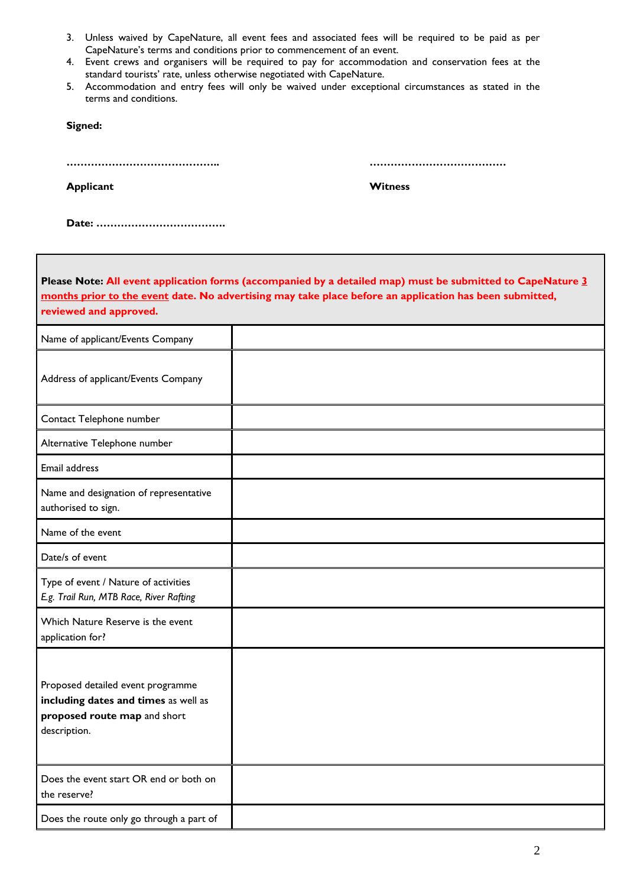3. Unless waived by CapeNature, all event fees and associated fees will be required to be paid as per CapeNature's terms and conditions prior to commencement of an event.
4. Event crews and organisers will be required to pay for accommodation and conservation fees at the standard tourists' rate, unless otherwise negotiated with CapeNature.
5. Accommodation and entry fees will only be waived under exceptional circumstances as stated in the terms and conditions.

**Signed:**

……………………………………….. ……………………………………

**Applicant** **Witness**

**Date: ……………………………….**

| **Please Note: All event application forms (accompanied by a detailed map) must be submitted to CapeNature 3 months prior to the event date. No advertising may take place before an application has been submitted, reviewed and approved.** | |
|---|---|
| Name of applicant/Events Company | |
| Address of applicant/Events Company | |
| Contact Telephone number | |
| Alternative Telephone number | |
| Email address | |
| Name and designation of representative authorised to sign. | |
| Name of the event | |
| Date/s of event | |
| Type of event / Nature of activities *E.g. Trail Run, MTB Race, River Rafting* | |
| Which Nature Reserve is the event application for? | |
| Proposed detailed event programme **including dates and times** as well as **proposed route map** and short description. | |
| Does the event start OR end or both on the reserve? | |
| Does the route only go through a part of | |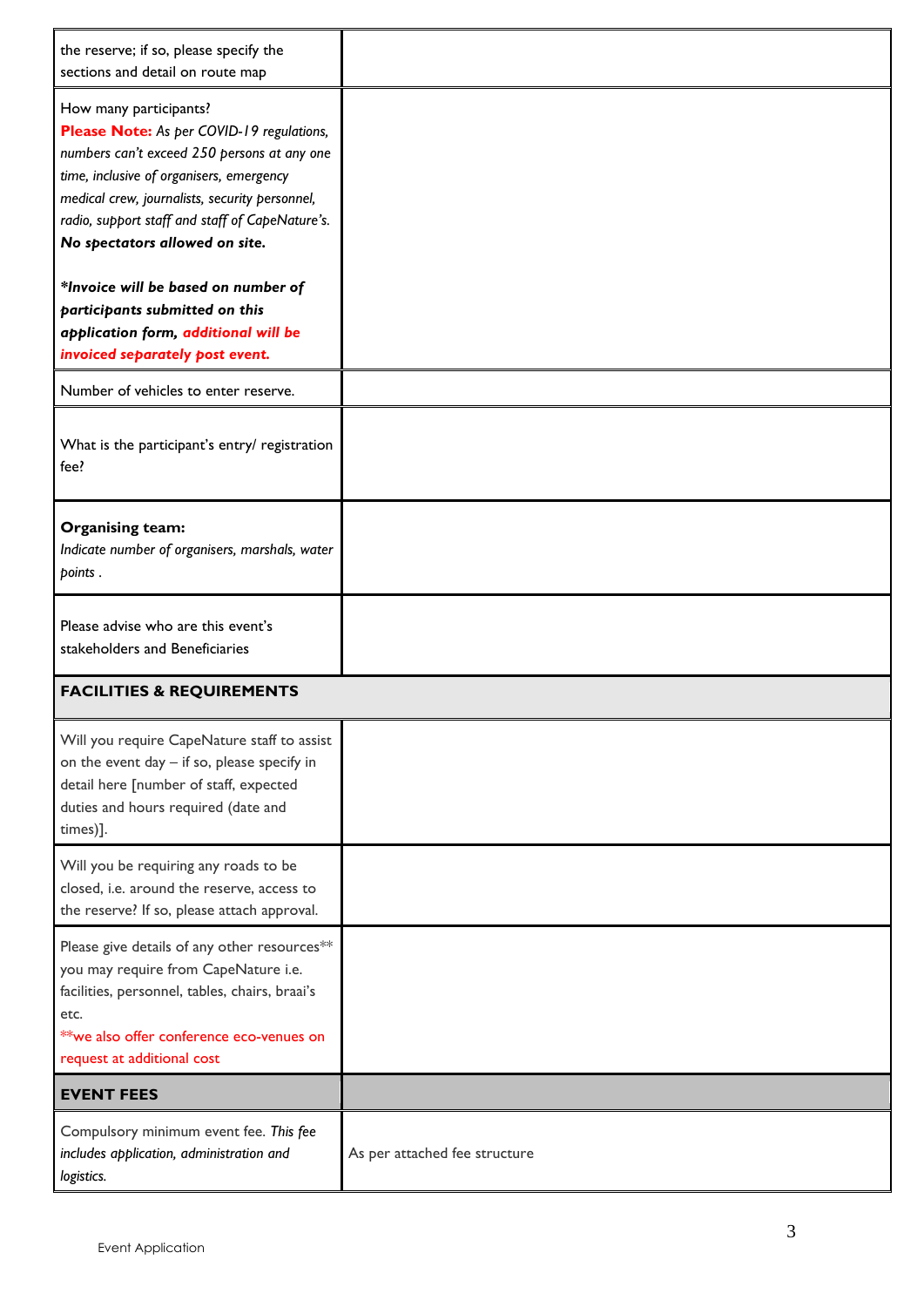| | |
|---|---|
| the reserve; if so, please specify the sections and detail on route map | |
| How many participants?<br>**Please Note:** *As per COVID-19 regulations, numbers can't exceed 250 persons at any one time, inclusive of organisers, emergency medical crew, journalists, security personnel, radio, support staff and staff of CapeNature's.* ***No spectators allowed on site.***<br><br>***\*Invoice will be based on number of participants submitted on this application form, additional will be invoiced separately post event.*** | |
| Number of vehicles to enter reserve. | |
| What is the participant's entry/ registration fee? | |
| **Organising team:**<br>*Indicate number of organisers, marshals, water points .* | |
| Please advise who are this event's stakeholders and Beneficiaries | |
| **FACILITIES & REQUIREMENTS** | |
| Will you require CapeNature staff to assist on the event day – if so, please specify in detail here [number of staff, expected duties and hours required (date and times)]. | |
| Will you be requiring any roads to be closed, i.e. around the reserve, access to the reserve? If so, please attach approval. | |
| Please give details of any other resources** you may require from CapeNature i.e. facilities, personnel, tables, chairs, braai's etc.<br>**we also offer conference eco-venues on request at additional cost | |
| **EVENT FEES** | |
| Compulsory minimum event fee. *This fee includes application, administration and logistics.* | As per attached fee structure |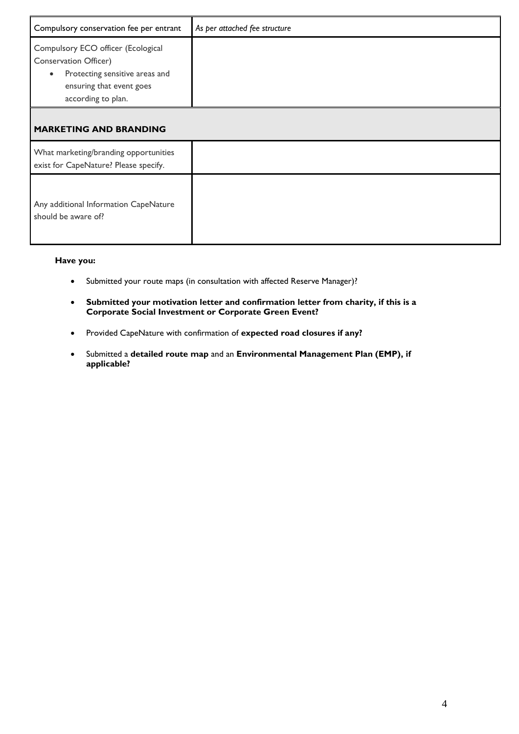| | |
|---|---|
| Compulsory conservation fee per entrant | *As per attached fee structure* |
| Compulsory ECO officer (Ecological Conservation Officer)<br>• Protecting sensitive areas and ensuring that event goes according to plan. | |

| **MARKETING AND BRANDING** | |
|---|---|
| What marketing/branding opportunities exist for CapeNature? Please specify. | |
| Any additional Information CapeNature should be aware of? | |

**Have you:**

- Submitted your route maps (in consultation with affected Reserve Manager)?
- **Submitted your motivation letter and confirmation letter from charity, if this is a Corporate Social Investment or Corporate Green Event?**
- Provided CapeNature with confirmation of **expected road closures if any?**
- Submitted a **detailed route map** and an **Environmental Management Plan (EMP), if applicable?**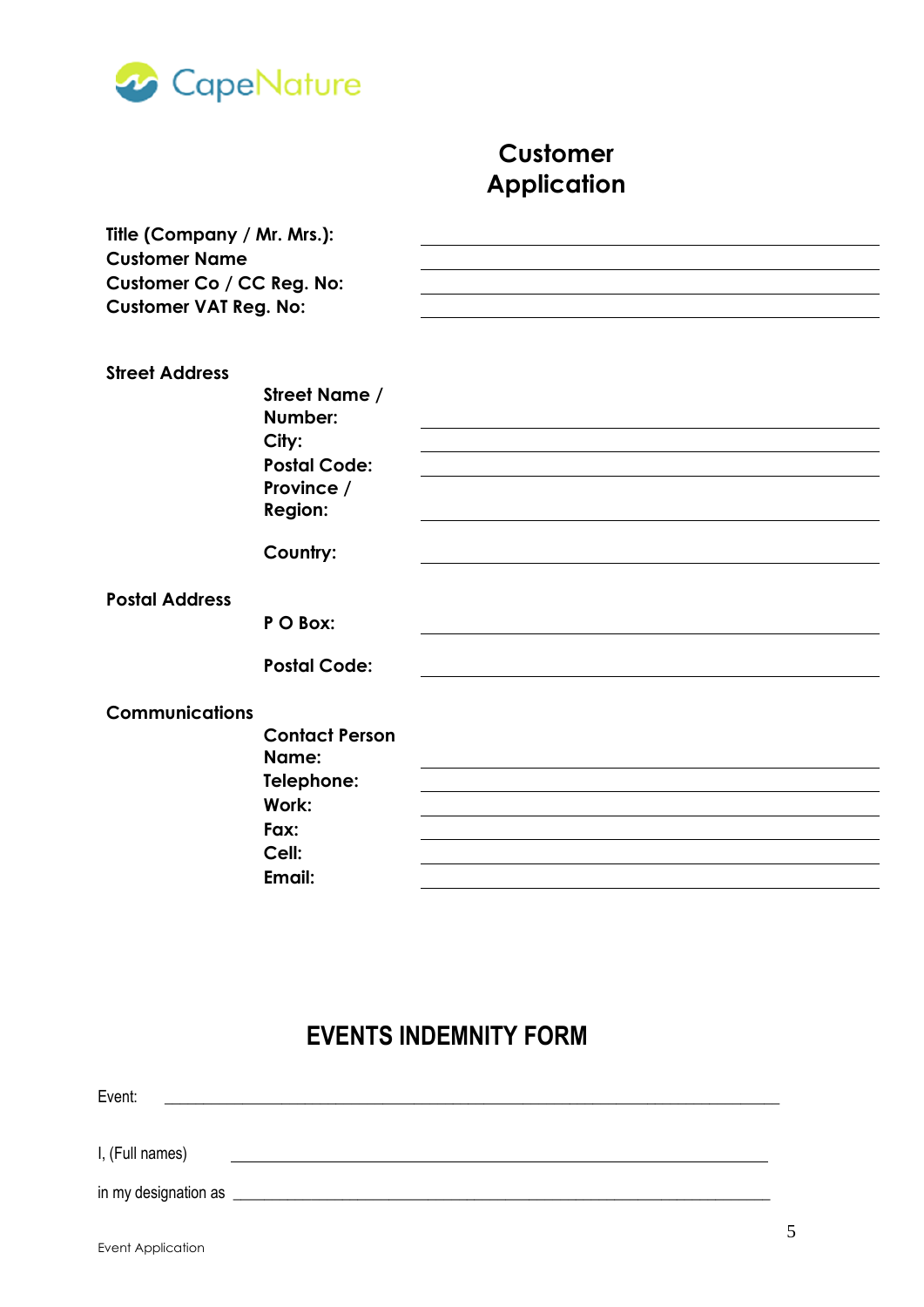CapeNature

# Customer Application

**Title (Company / Mr. Mrs.):** ____________________

**Customer Name** ____________________

**Customer Co / CC Reg. No:** ____________________

**Customer VAT Reg. No:** ____________________

**Street Address**

- **Street Name / Number:** ____________________
- **City:** ____________________
- **Postal Code:** ____________________
- **Province / Region:** ____________________
- **Country:** ____________________

**Postal Address**

- **P O Box:** ____________________
- **Postal Code:** ____________________

**Communications**

- **Contact Person Name:** ____________________
- **Telephone:** ____________________
- **Work:** ____________________
- **Fax:** ____________________
- **Cell:** ____________________
- **Email:** ____________________

## EVENTS INDEMNITY FORM

Event: ____________________________________________

I, (Full names) ____________________________________________

in my designation as ____________________________________________

Event Application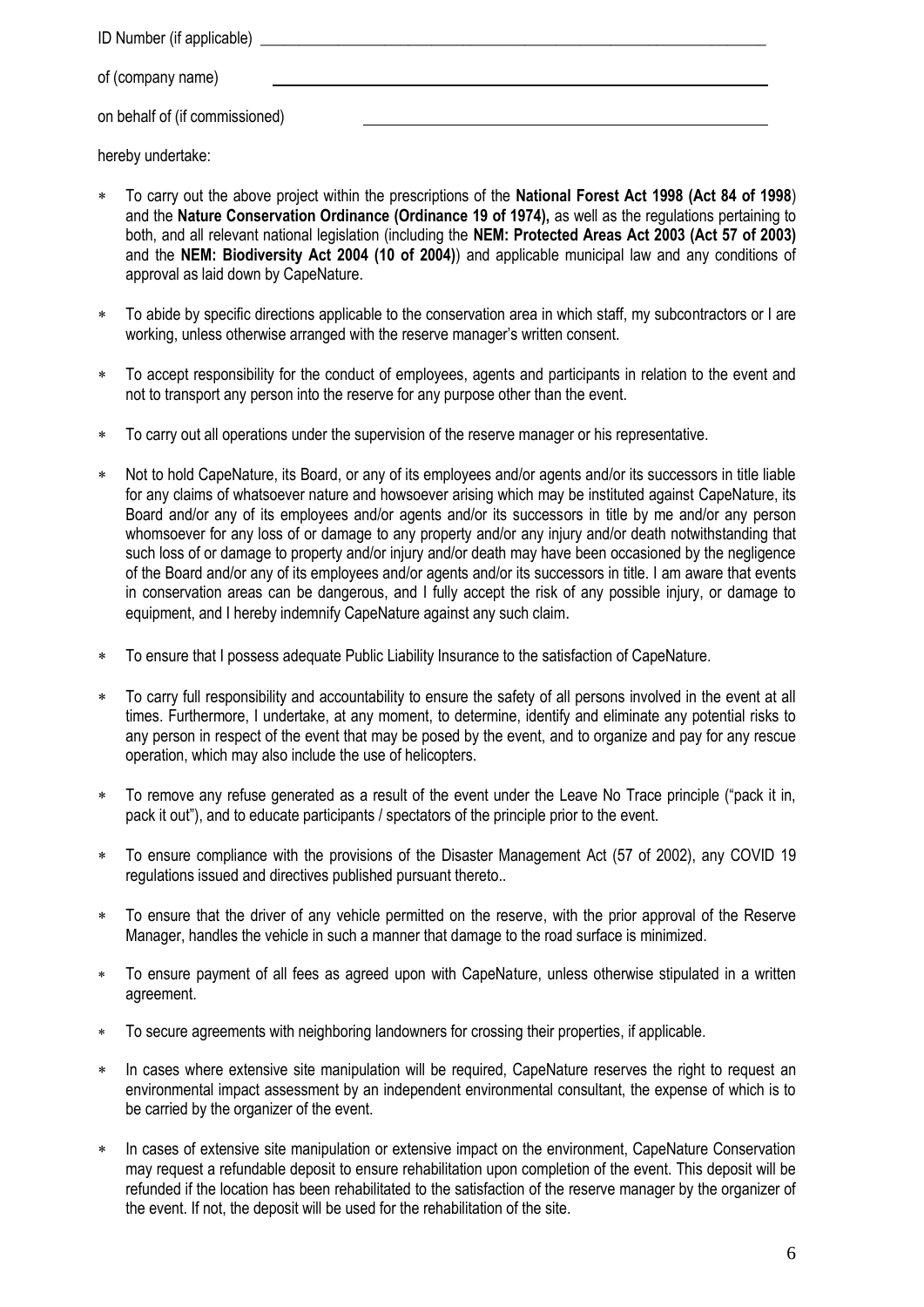ID Number (if applicable) ___________________________________________

of (company name) ___________________________________________

on behalf of (if commissioned) ___________________________________________

hereby undertake:

* To carry out the above project within the prescriptions of the **National Forest Act 1998 (Act 84 of 1998**) and the **Nature Conservation Ordinance (Ordinance 19 of 1974),** as well as the regulations pertaining to both, and all relevant national legislation (including the **NEM: Protected Areas Act 2003 (Act 57 of 2003)** and the **NEM: Biodiversity Act 2004 (10 of 2004)**) and applicable municipal law and any conditions of approval as laid down by CapeNature.

* To abide by specific directions applicable to the conservation area in which staff, my subcontractors or I are working, unless otherwise arranged with the reserve manager's written consent.

* To accept responsibility for the conduct of employees, agents and participants in relation to the event and not to transport any person into the reserve for any purpose other than the event.

* To carry out all operations under the supervision of the reserve manager or his representative.

* Not to hold CapeNature, its Board, or any of its employees and/or agents and/or its successors in title liable for any claims of whatsoever nature and howsoever arising which may be instituted against CapeNature, its Board and/or any of its employees and/or agents and/or its successors in title by me and/or any person whomsoever for any loss of or damage to any property and/or any injury and/or death notwithstanding that such loss of or damage to property and/or injury and/or death may have been occasioned by the negligence of the Board and/or any of its employees and/or agents and/or its successors in title. I am aware that events in conservation areas can be dangerous, and I fully accept the risk of any possible injury, or damage to equipment, and I hereby indemnify CapeNature against any such claim.

* To ensure that I possess adequate Public Liability Insurance to the satisfaction of CapeNature.

* To carry full responsibility and accountability to ensure the safety of all persons involved in the event at all times. Furthermore, I undertake, at any moment, to determine, identify and eliminate any potential risks to any person in respect of the event that may be posed by the event, and to organize and pay for any rescue operation, which may also include the use of helicopters.

* To remove any refuse generated as a result of the event under the Leave No Trace principle ("pack it in, pack it out"), and to educate participants / spectators of the principle prior to the event.

* To ensure compliance with the provisions of the Disaster Management Act (57 of 2002), any COVID 19 regulations issued and directives published pursuant thereto..

* To ensure that the driver of any vehicle permitted on the reserve, with the prior approval of the Reserve Manager, handles the vehicle in such a manner that damage to the road surface is minimized.

* To ensure payment of all fees as agreed upon with CapeNature, unless otherwise stipulated in a written agreement.

* To secure agreements with neighboring landowners for crossing their properties, if applicable.

* In cases where extensive site manipulation will be required, CapeNature reserves the right to request an environmental impact assessment by an independent environmental consultant, the expense of which is to be carried by the organizer of the event.

* In cases of extensive site manipulation or extensive impact on the environment, CapeNature Conservation may request a refundable deposit to ensure rehabilitation upon completion of the event. This deposit will be refunded if the location has been rehabilitated to the satisfaction of the reserve manager by the organizer of the event. If not, the deposit will be used for the rehabilitation of the site.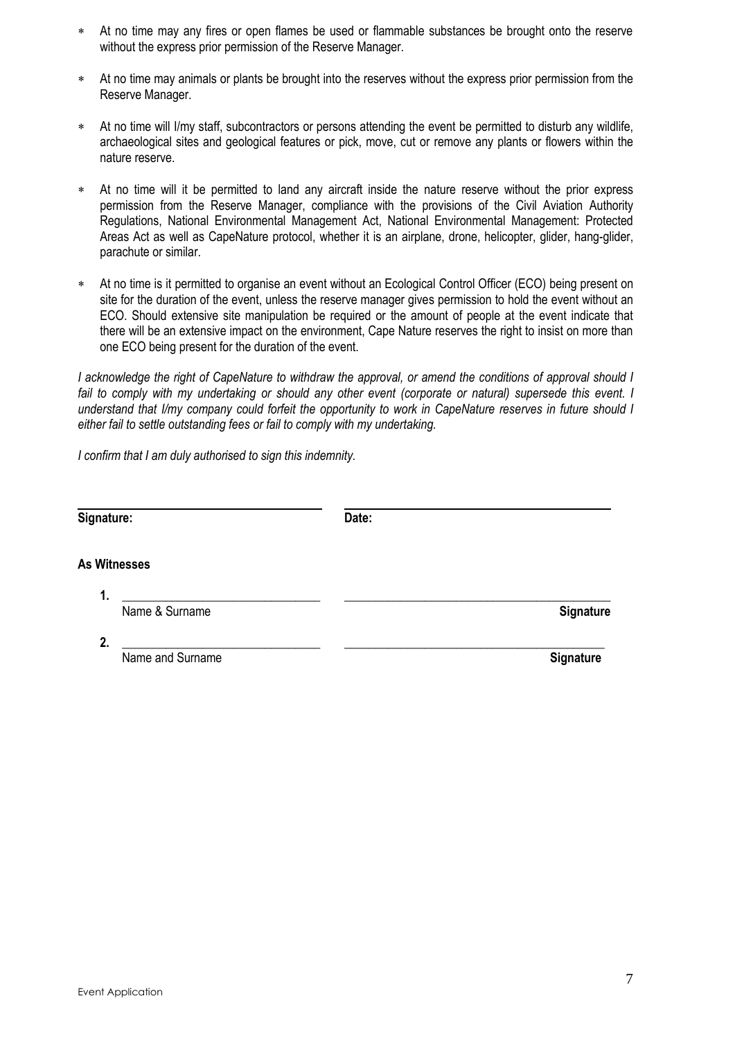- At no time may any fires or open flames be used or flammable substances be brought onto the reserve without the express prior permission of the Reserve Manager.
- At no time may animals or plants be brought into the reserves without the express prior permission from the Reserve Manager.
- At no time will I/my staff, subcontractors or persons attending the event be permitted to disturb any wildlife, archaeological sites and geological features or pick, move, cut or remove any plants or flowers within the nature reserve.
- At no time will it be permitted to land any aircraft inside the nature reserve without the prior express permission from the Reserve Manager, compliance with the provisions of the Civil Aviation Authority Regulations, National Environmental Management Act, National Environmental Management: Protected Areas Act as well as CapeNature protocol, whether it is an airplane, drone, helicopter, glider, hang-glider, parachute or similar.
- At no time is it permitted to organise an event without an Ecological Control Officer (ECO) being present on site for the duration of the event, unless the reserve manager gives permission to hold the event without an ECO. Should extensive site manipulation be required or the amount of people at the event indicate that there will be an extensive impact on the environment, Cape Nature reserves the right to insist on more than one ECO being present for the duration of the event.

*I acknowledge the right of CapeNature to withdraw the approval, or amend the conditions of approval should I fail to comply with my undertaking or should any other event (corporate or natural) supersede this event. I understand that I/my company could forfeit the opportunity to work in CapeNature reserves in future should I either fail to settle outstanding fees or fail to comply with my undertaking.*

*I confirm that I am duly authorised to sign this indemnity.*

**Signature:** ______________________________ **Date:** ______________________________

**As Witnesses**

**1.** ______________________________ ______________________________
Name & Surname **Signature**

**2.** ______________________________ ______________________________
Name and Surname **Signature**